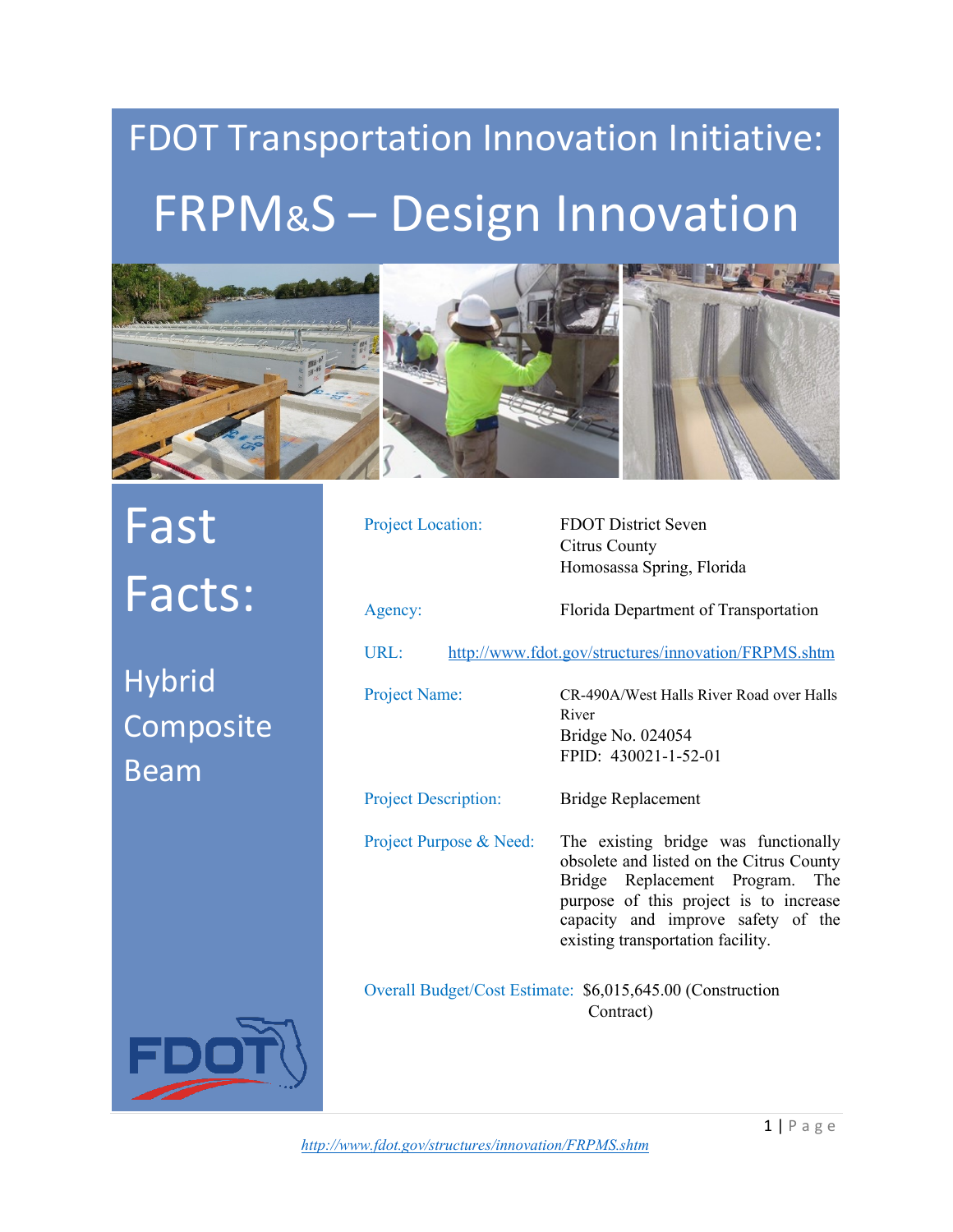# FDOT Transportation Innovation Initiative:

# FRPM&S – Design Innovation

## Fast Facts:

### Hybrid Composite Beam

**Project Location:** FDOT District Seven
Citrus County
Homosassa Spring, Florida

**Agency:** Florida Department of Transportation

**URL:** http://www.fdot.gov/structures/innovation/FRPMS.shtm

**Project Name:** CR-490A/West Halls River Road over Halls River
Bridge No. 024054
FPID: 430021-1-52-01

**Project Description:** Bridge Replacement

**Project Purpose & Need:** The existing bridge was functionally obsolete and listed on the Citrus County Bridge Replacement Program. The purpose of this project is to increase capacity and improve safety of the existing transportation facility.

**Overall Budget/Cost Estimate:** $6,015,645.00 (Construction Contract)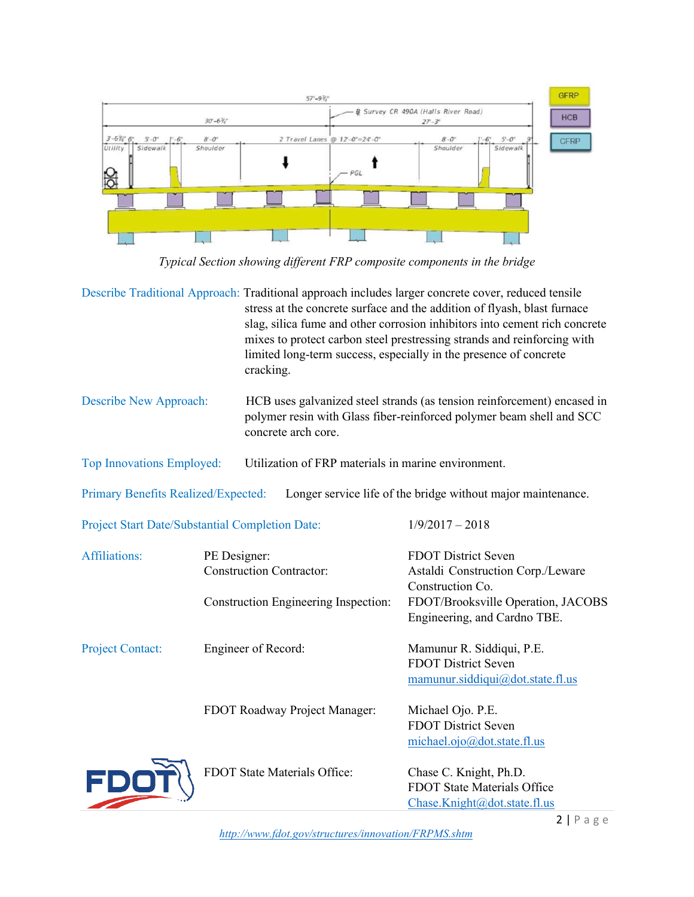57'-9¾"

℄ Survey CR 490A (Halls River Road)

30'-6¾"

27'-3"

3'-6¾" 6" 5'-0" 1'-6" 8'-0" 2 Travel Lanes @ 12'-0"=24'-0" 8'-0" 1'-6" 5'-0" 9"

Utility Sidewalk Shoulder Shoulder Sidewalk

PGL

GFRP

HCB

CFRP

*Typical Section showing different FRP composite components in the bridge*

**Describe Traditional Approach:** Traditional approach includes larger concrete cover, reduced tensile stress at the concrete surface and the addition of flyash, blast furnace slag, silica fume and other corrosion inhibitors into cement rich concrete mixes to protect carbon steel prestressing strands and reinforcing with limited long-term success, especially in the presence of concrete cracking.

**Describe New Approach:** HCB uses galvanized steel strands (as tension reinforcement) encased in polymer resin with Glass fiber-reinforced polymer beam shell and SCC concrete arch core.

**Top Innovations Employed:** Utilization of FRP materials in marine environment.

**Primary Benefits Realized/Expected:** Longer service life of the bridge without major maintenance.

**Project Start Date/Substantial Completion Date:** 1/9/2017 – 2018

**Affiliations:**

| | | |
|---|---|---|
| Affiliations: | PE Designer: | FDOT District Seven |
| | Construction Contractor: | Astaldi Construction Corp./Leware Construction Co. |
| | Construction Engineering Inspection: | FDOT/Brooksville Operation, JACOBS Engineering, and Cardno TBE. |
| Project Contact: | Engineer of Record: | Mamunur R. Siddiqui, P.E.<br>FDOT District Seven<br>mamunur.siddiqui@dot.state.fl.us |
| | FDOT Roadway Project Manager: | Michael Ojo. P.E.<br>FDOT District Seven<br>michael.ojo@dot.state.fl.us |
| | FDOT State Materials Office: | Chase C. Knight, Ph.D.<br>FDOT State Materials Office<br>Chase.Knight@dot.state.fl.us |

http://www.fdot.gov/structures/innovation/FRPMS.shtm